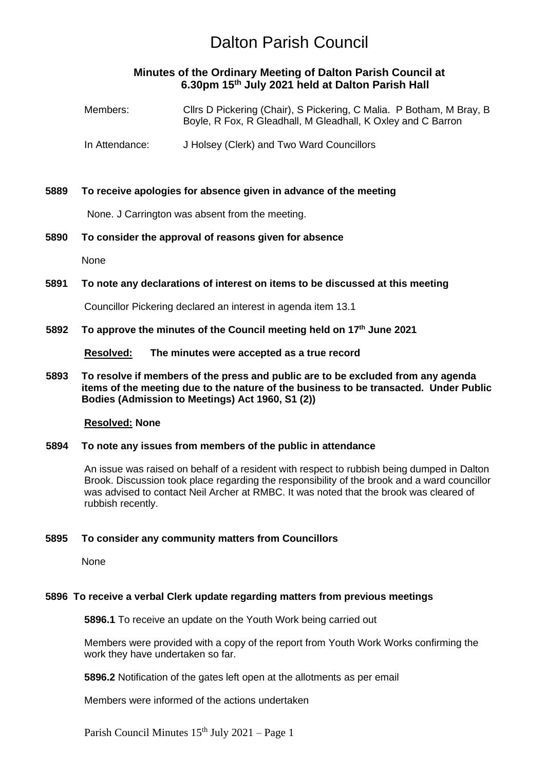# Dalton Parish Council

## Minutes of the Ordinary Meeting of Dalton Parish Council at 6.30pm 15th July 2021 held at Dalton Parish Hall

Members: Cllrs D Pickering (Chair), S Pickering, C Malia. P Botham, M Bray, B Boyle, R Fox, R Gleadhall, M Gleadhall, K Oxley and C Barron

In Attendance: J Holsey (Clerk) and Two Ward Councillors

**5889 To receive apologies for absence given in advance of the meeting**

None. J Carrington was absent from the meeting.

**5890 To consider the approval of reasons given for absence**

None

**5891 To note any declarations of interest on items to be discussed at this meeting**

Councillor Pickering declared an interest in agenda item 13.1

**5892 To approve the minutes of the Council meeting held on 17th June 2021**

**Resolved: The minutes were accepted as a true record**

**5893 To resolve if members of the press and public are to be excluded from any agenda items of the meeting due to the nature of the business to be transacted. Under Public Bodies (Admission to Meetings) Act 1960, S1 (2))**

**Resolved: None**

**5894 To note any issues from members of the public in attendance**

An issue was raised on behalf of a resident with respect to rubbish being dumped in Dalton Brook. Discussion took place regarding the responsibility of the brook and a ward councillor was advised to contact Neil Archer at RMBC. It was noted that the brook was cleared of rubbish recently.

**5895 To consider any community matters from Councillors**

None

**5896 To receive a verbal Clerk update regarding matters from previous meetings**

**5896.1** To receive an update on the Youth Work being carried out

Members were provided with a copy of the report from Youth Work Works confirming the work they have undertaken so far.

**5896.2** Notification of the gates left open at the allotments as per email

Members were informed of the actions undertaken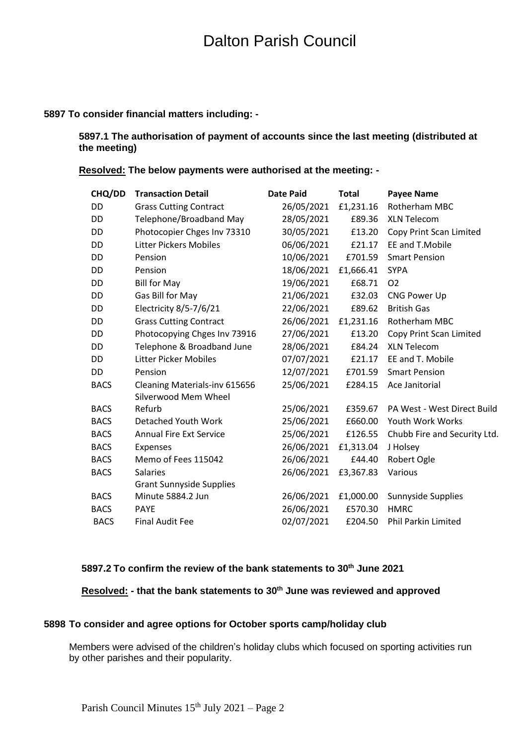# Dalton Parish Council

**5897 To consider financial matters including: -**

**5897.1 The authorisation of payment of accounts since the last meeting (distributed at the meeting)**

**Resolved: The below payments were authorised at the meeting: -**

| CHQ/DD | Transaction Detail | Date Paid | Total | Payee Name |
|---|---|---|---|---|
| DD | Grass Cutting Contract | 26/05/2021 | £1,231.16 | Rotherham MBC |
| DD | Telephone/Broadband May | 28/05/2021 | £89.36 | XLN Telecom |
| DD | Photocopier Chges Inv 73310 | 30/05/2021 | £13.20 | Copy Print Scan Limited |
| DD | Litter Pickers Mobiles | 06/06/2021 | £21.17 | EE and T.Mobile |
| DD | Pension | 10/06/2021 | £701.59 | Smart Pension |
| DD | Pension | 18/06/2021 | £1,666.41 | SYPA |
| DD | Bill for May | 19/06/2021 | £68.71 | O2 |
| DD | Gas Bill for May | 21/06/2021 | £32.03 | CNG Power Up |
| DD | Electricity 8/5-7/6/21 | 22/06/2021 | £89.62 | British Gas |
| DD | Grass Cutting Contract | 26/06/2021 | £1,231.16 | Rotherham MBC |
| DD | Photocopying Chges Inv 73916 | 27/06/2021 | £13.20 | Copy Print Scan Limited |
| DD | Telephone & Broadband June | 28/06/2021 | £84.24 | XLN Telecom |
| DD | Litter Picker Mobiles | 07/07/2021 | £21.17 | EE and T. Mobile |
| DD | Pension | 12/07/2021 | £701.59 | Smart Pension |
| BACS | Cleaning Materials-inv 615656 | 25/06/2021 | £284.15 | Ace Janitorial |
| BACS | Silverwood Mem Wheel Refurb | 25/06/2021 | £359.67 | PA West - West Direct Build |
| BACS | Detached Youth Work | 25/06/2021 | £660.00 | Youth Work Works |
| BACS | Annual Fire Ext Service | 25/06/2021 | £126.55 | Chubb Fire and Security Ltd. |
| BACS | Expenses | 26/06/2021 | £1,313.04 | J Holsey |
| BACS | Memo of Fees 115042 | 26/06/2021 | £44.40 | Robert Ogle |
| BACS | Salaries | 26/06/2021 | £3,367.83 | Various |
| BACS | Grant Sunnyside Supplies Minute 5884.2 Jun | 26/06/2021 | £1,000.00 | Sunnyside Supplies |
| BACS | PAYE | 26/06/2021 | £570.30 | HMRC |
| BACS | Final Audit Fee | 02/07/2021 | £204.50 | Phil Parkin Limited |

**5897.2 To confirm the review of the bank statements to 30th June 2021**

**Resolved: - that the bank statements to 30th June was reviewed and approved**

**5898 To consider and agree options for October sports camp/holiday club**

Members were advised of the children's holiday clubs which focused on sporting activities run by other parishes and their popularity.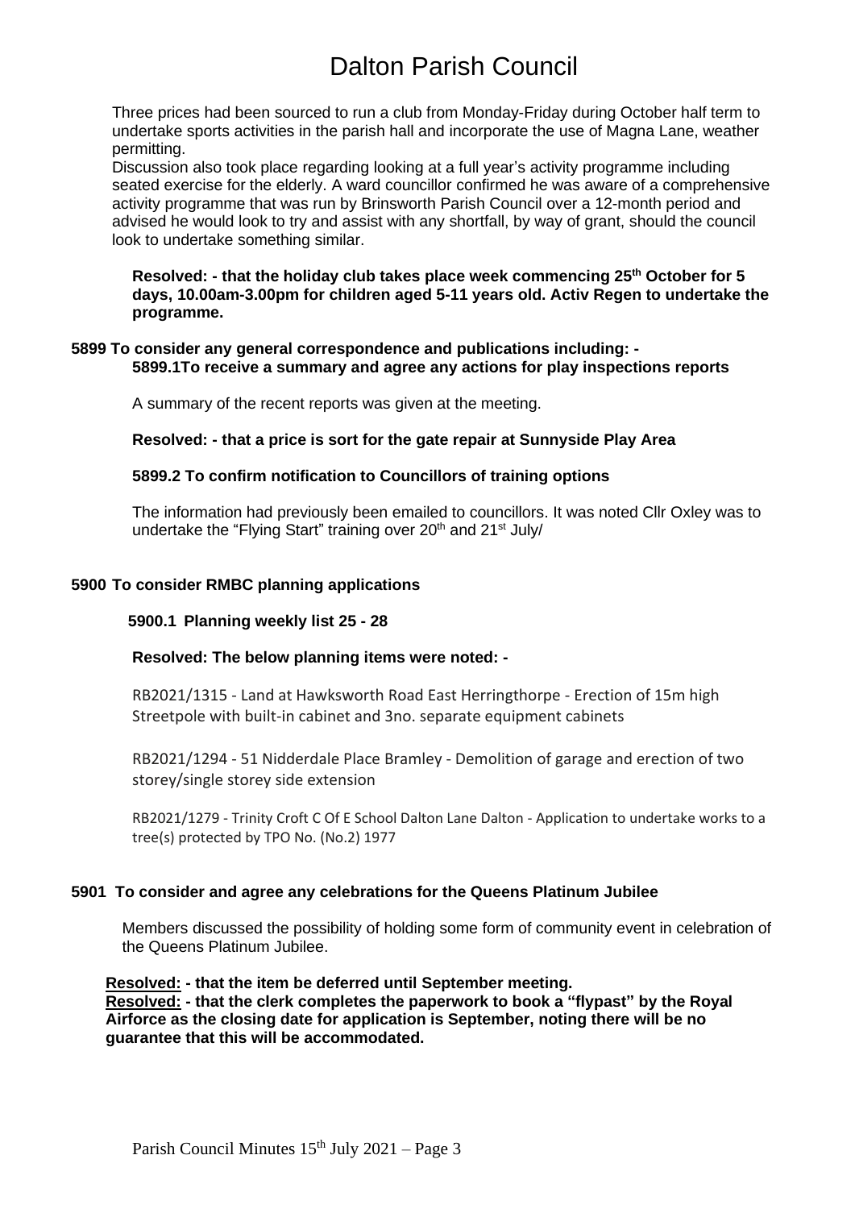Three prices had been sourced to run a club from Monday-Friday during October half term to undertake sports activities in the parish hall and incorporate the use of Magna Lane, weather permitting.

Discussion also took place regarding looking at a full year's activity programme including seated exercise for the elderly. A ward councillor confirmed he was aware of a comprehensive activity programme that was run by Brinsworth Parish Council over a 12-month period and advised he would look to try and assist with any shortfall, by way of grant, should the council look to undertake something similar.

**Resolved: - that the holiday club takes place week commencing 25th October for 5 days, 10.00am-3.00pm for children aged 5-11 years old. Activ Regen to undertake the programme.**

**5899 To consider any general correspondence and publications including: -**

**5899.1To receive a summary and agree any actions for play inspections reports**

A summary of the recent reports was given at the meeting.

**Resolved: - that a price is sort for the gate repair at Sunnyside Play Area**

**5899.2 To confirm notification to Councillors of training options**

The information had previously been emailed to councillors. It was noted Cllr Oxley was to undertake the "Flying Start" training over 20th and 21st July/

**5900 To consider RMBC planning applications**

**5900.1 Planning weekly list 25 - 28**

**Resolved: The below planning items were noted: -**

RB2021/1315 - Land at Hawksworth Road East Herringthorpe - Erection of 15m high Streetpole with built-in cabinet and 3no. separate equipment cabinets

RB2021/1294 - 51 Nidderdale Place Bramley - Demolition of garage and erection of two storey/single storey side extension

RB2021/1279 - Trinity Croft C Of E School Dalton Lane Dalton - Application to undertake works to a tree(s) protected by TPO No. (No.2) 1977

**5901 To consider and agree any celebrations for the Queens Platinum Jubilee**

Members discussed the possibility of holding some form of community event in celebration of the Queens Platinum Jubilee.

**Resolved: - that the item be deferred until September meeting.**
**Resolved: - that the clerk completes the paperwork to book a "flypast" by the Royal Airforce as the closing date for application is September, noting there will be no guarantee that this will be accommodated.**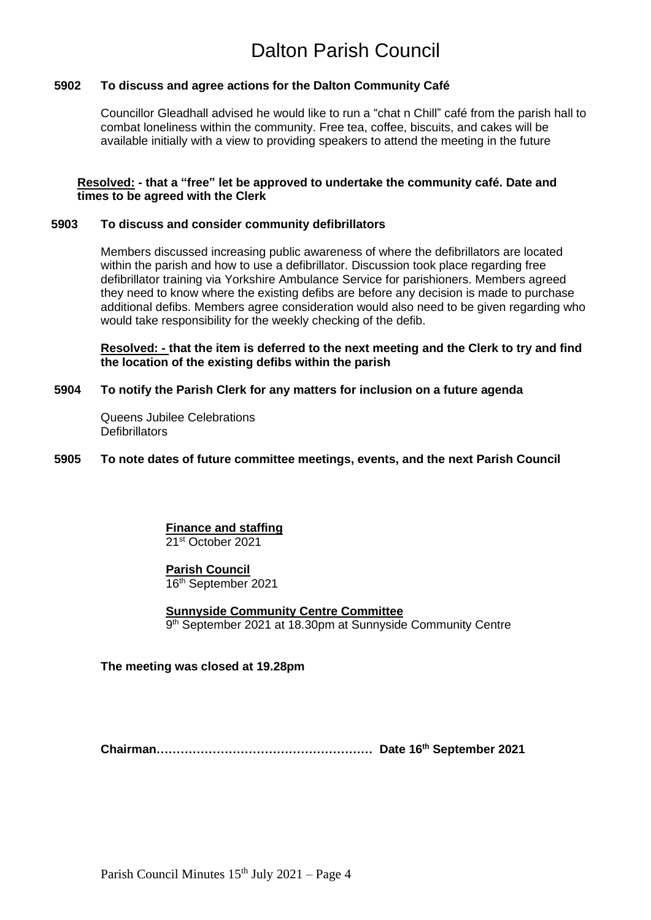# Dalton Parish Council

**5902 To discuss and agree actions for the Dalton Community Café**

Councillor Gleadhall advised he would like to run a "chat n Chill" café from the parish hall to combat loneliness within the community. Free tea, coffee, biscuits, and cakes will be available initially with a view to providing speakers to attend the meeting in the future

**<u>Resolved:</u> - that a "free" let be approved to undertake the community café. Date and times to be agreed with the Clerk**

**5903 To discuss and consider community defibrillators**

Members discussed increasing public awareness of where the defibrillators are located within the parish and how to use a defibrillator. Discussion took place regarding free defibrillator training via Yorkshire Ambulance Service for parishioners. Members agreed they need to know where the existing defibs are before any decision is made to purchase additional defibs. Members agree consideration would also need to be given regarding who would take responsibility for the weekly checking of the defib.

**<u>Resolved: -</u> that the item is deferred to the next meeting and the Clerk to try and find the location of the existing defibs within the parish**

**5904 To notify the Parish Clerk for any matters for inclusion on a future agenda**

Queens Jubilee Celebrations
Defibrillators

**5905 To note dates of future committee meetings, events, and the next Parish Council**

**<u>Finance and staffing</u>**
21st October 2021

**<u>Parish Council</u>**
16th September 2021

**<u>Sunnyside Community Centre Committee</u>**
9th September 2021 at 18.30pm at Sunnyside Community Centre

**The meeting was closed at 19.28pm**

**Chairman……………………………………………… Date 16th September 2021**

Parish Council Minutes 15th July 2021 – Page 4